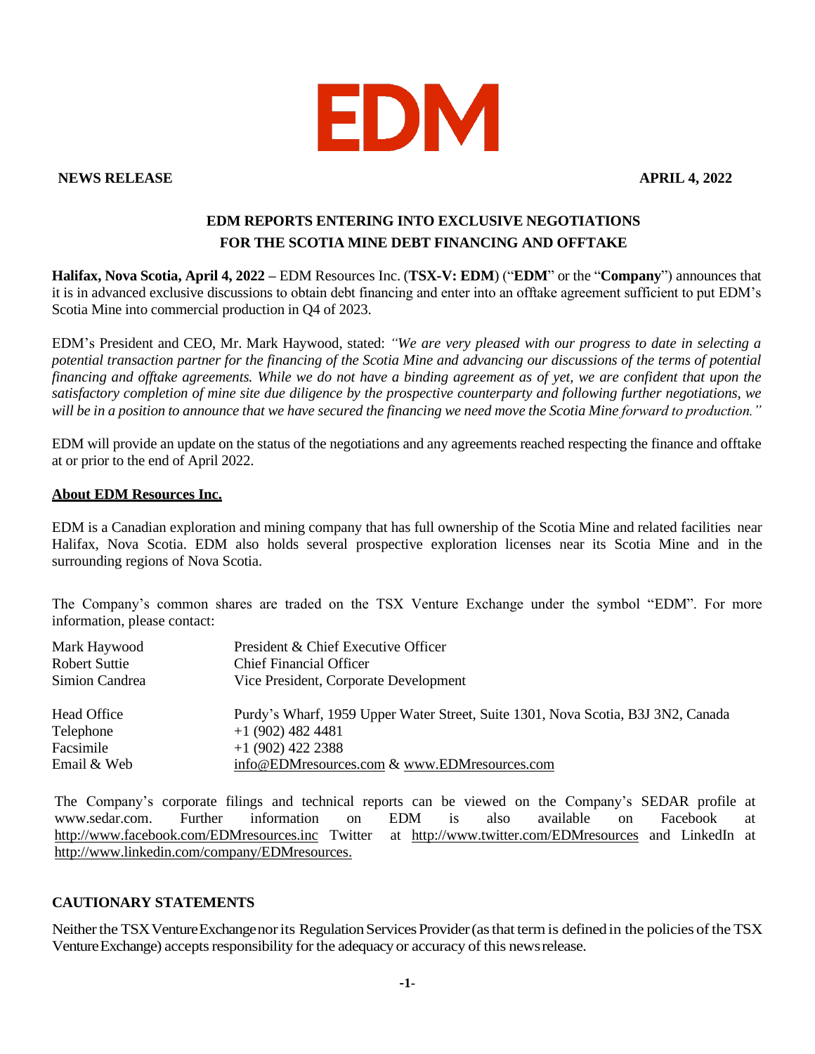**EDM**

**NEWS RELEASE** **APRIL 4, 2022**

# EDM REPORTS ENTERING INTO EXCLUSIVE NEGOTIATIONS FOR THE SCOTIA MINE DEBT FINANCING AND OFFTAKE

**Halifax, Nova Scotia, April 4, 2022 –** EDM Resources Inc. (**TSX-V: EDM**) ("**EDM**" or the "**Company**") announces that it is in advanced exclusive discussions to obtain debt financing and enter into an offtake agreement sufficient to put EDM's Scotia Mine into commercial production in Q4 of 2023.

EDM's President and CEO, Mr. Mark Haywood, stated: *"We are very pleased with our progress to date in selecting a potential transaction partner for the financing of the Scotia Mine and advancing our discussions of the terms of potential financing and offtake agreements. While we do not have a binding agreement as of yet, we are confident that upon the satisfactory completion of mine site due diligence by the prospective counterparty and following further negotiations, we will be in a position to announce that we have secured the financing we need move the Scotia Mine forward to production."*

EDM will provide an update on the status of the negotiations and any agreements reached respecting the finance and offtake at or prior to the end of April 2022.

## About EDM Resources Inc.

EDM is a Canadian exploration and mining company that has full ownership of the Scotia Mine and related facilities near Halifax, Nova Scotia. EDM also holds several prospective exploration licenses near its Scotia Mine and in the surrounding regions of Nova Scotia.

The Company's common shares are traded on the TSX Venture Exchange under the symbol "EDM". For more information, please contact:

| | |
|---|---|
| Mark Haywood | President & Chief Executive Officer |
| Robert Suttie | Chief Financial Officer |
| Simion Candrea | Vice President, Corporate Development |
| | |
| Head Office | Purdy's Wharf, 1959 Upper Water Street, Suite 1301, Nova Scotia, B3J 3N2, Canada |
| Telephone | +1 (902) 482 4481 |
| Facsimile | +1 (902) 422 2388 |
| Email & Web | info@EDMresources.com & www.EDMresources.com |

The Company's corporate filings and technical reports can be viewed on the Company's SEDAR profile at www.sedar.com. Further information on EDM is also available on Facebook at http://www.facebook.com/EDMresources.inc Twitter at http://www.twitter.com/EDMresources and LinkedIn at http://www.linkedin.com/company/EDMresources.

## CAUTIONARY STATEMENTS

Neither the TSX Venture Exchange nor its Regulation Services Provider (as that term is defined in the policies of the TSX Venture Exchange) accepts responsibility for the adequacy or accuracy of this news release.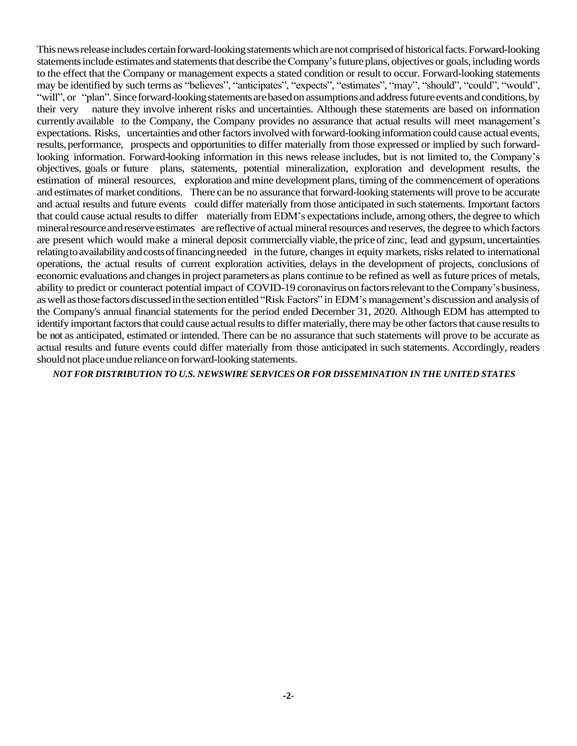This news release includes certain forward-looking statements which are not comprised of historical facts. Forward-looking statements include estimates and statements that describe the Company's future plans, objectives or goals, including words to the effect that the Company or management expects a stated condition or result to occur. Forward-looking statements may be identified by such terms as "believes", "anticipates", "expects", "estimates", "may", "should", "could", "would", "will", or "plan". Since forward-looking statements are based on assumptions and address future events and conditions, by their very nature they involve inherent risks and uncertainties. Although these statements are based on information currently available to the Company, the Company provides no assurance that actual results will meet management's expectations. Risks, uncertainties and other factors involved with forward-looking information could cause actual events, results, performance, prospects and opportunities to differ materially from those expressed or implied by such forward-looking information. Forward-looking information in this news release includes, but is not limited to, the Company's objectives, goals or future plans, statements, potential mineralization, exploration and development results, the estimation of mineral resources, exploration and mine development plans, timing of the commencement of operations and estimates of market conditions. There can be no assurance that forward-looking statements will prove to be accurate and actual results and future events could differ materially from those anticipated in such statements. Important factors that could cause actual results to differ materially from EDM's expectations include, among others, the degree to which mineral resource and reserve estimates are reflective of actual mineral resources and reserves, the degree to which factors are present which would make a mineral deposit commercially viable, the price of zinc, lead and gypsum, uncertainties relating to availability and costs of financing needed in the future, changes in equity markets, risks related to international operations, the actual results of current exploration activities, delays in the development of projects, conclusions of economic evaluations and changes in project parameters as plans continue to be refined as well as future prices of metals, ability to predict or counteract potential impact of COVID-19 coronavirus on factors relevant to the Company's business, as well as those factors discussed in the section entitled "Risk Factors" in EDM's management's discussion and analysis of the Company's annual financial statements for the period ended December 31, 2020. Although EDM has attempted to identify important factors that could cause actual results to differ materially, there may be other factors that cause results to be not as anticipated, estimated or intended. There can be no assurance that such statements will prove to be accurate as actual results and future events could differ materially from those anticipated in such statements. Accordingly, readers should not place undue reliance on forward-looking statements.

***NOT FOR DISTRIBUTION TO U.S. NEWSWIRE SERVICES OR FOR DISSEMINATION IN THE UNITED STATES***